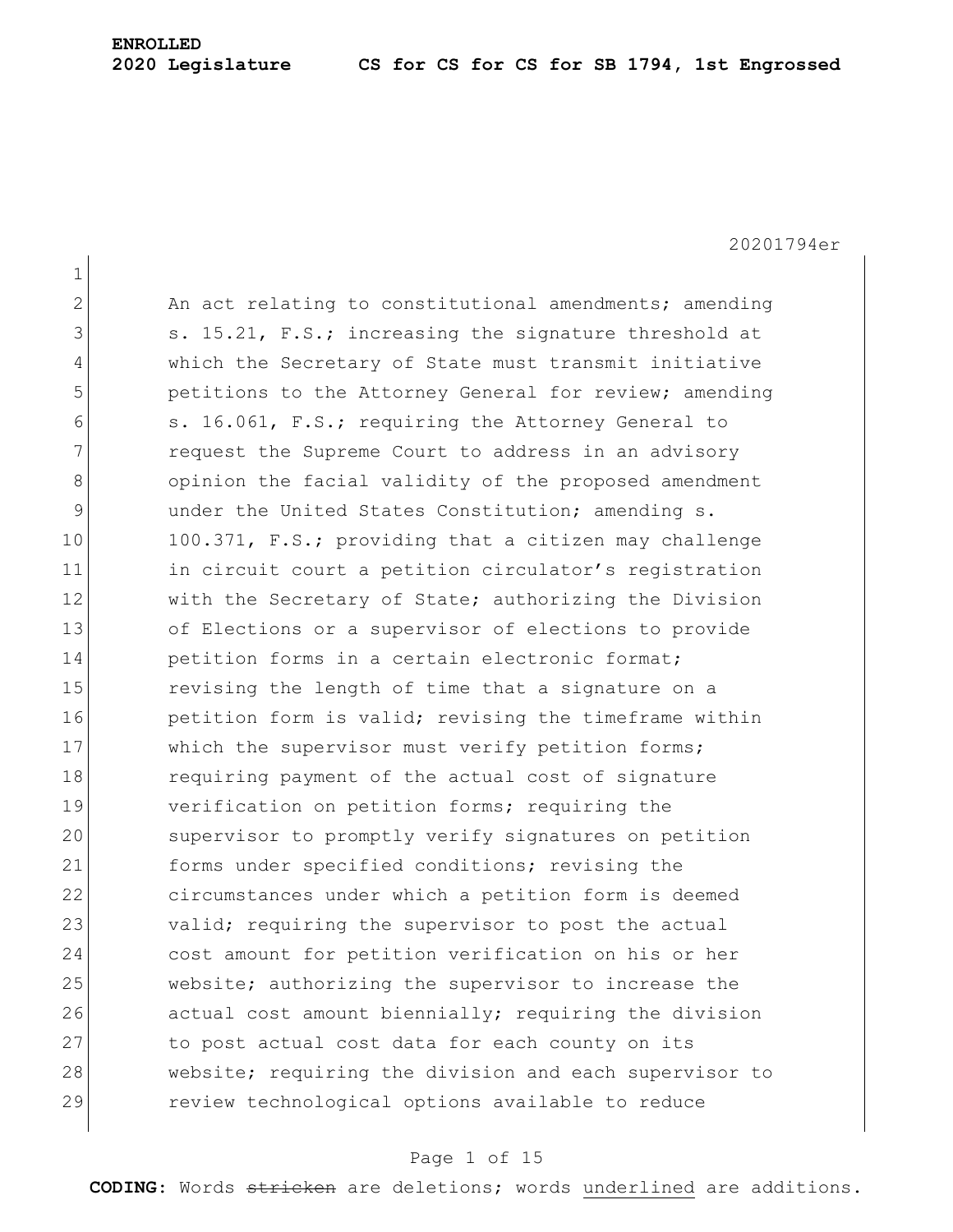**ENROLLED**

**2020 Legislature CS for CS for CS for SB 1794, 1st Engrossed**

20201794er

An act relating to constitutional amendments; amending s. 15.21, F.S.; increasing the signature threshold at which the Secretary of State must transmit initiative petitions to the Attorney General for review; amending s. 16.061, F.S.; requiring the Attorney General to request the Supreme Court to address in an advisory opinion the facial validity of the proposed amendment under the United States Constitution; amending s. 100.371, F.S.; providing that a citizen may challenge in circuit court a petition circulator's registration with the Secretary of State; authorizing the Division of Elections or a supervisor of elections to provide petition forms in a certain electronic format; revising the length of time that a signature on a petition form is valid; revising the timeframe within which the supervisor must verify petition forms; requiring payment of the actual cost of signature verification on petition forms; requiring the supervisor to promptly verify signatures on petition forms under specified conditions; revising the circumstances under which a petition form is deemed valid; requiring the supervisor to post the actual cost amount for petition verification on his or her website; authorizing the supervisor to increase the actual cost amount biennially; requiring the division to post actual cost data for each county on its website; requiring the division and each supervisor to review technological options available to reduce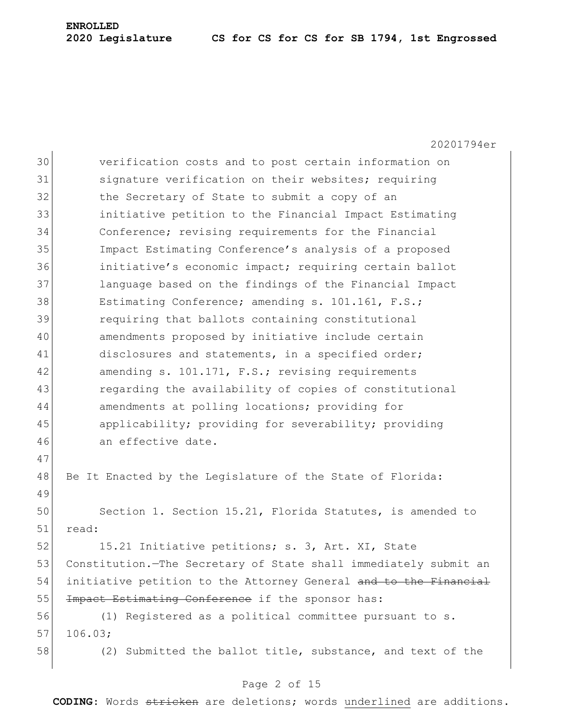verification costs and to post certain information on signature verification on their websites; requiring the Secretary of State to submit a copy of an initiative petition to the Financial Impact Estimating Conference; revising requirements for the Financial Impact Estimating Conference's analysis of a proposed initiative's economic impact; requiring certain ballot language based on the findings of the Financial Impact Estimating Conference; amending s. 101.161, F.S.; requiring that ballots containing constitutional amendments proposed by initiative include certain disclosures and statements, in a specified order; amending s. 101.171, F.S.; revising requirements regarding the availability of copies of constitutional amendments at polling locations; providing for applicability; providing for severability; providing an effective date.

Be It Enacted by the Legislature of the State of Florida:

Section 1. Section 15.21, Florida Statutes, is amended to read:

15.21 Initiative petitions; s. 3, Art. XI, State Constitution.—The Secretary of State shall immediately submit an initiative petition to the Attorney General ~~and to the Financial Impact Estimating Conference~~ if the sponsor has:

(1) Registered as a political committee pursuant to s. 106.03;

(2) Submitted the ballot title, substance, and text of the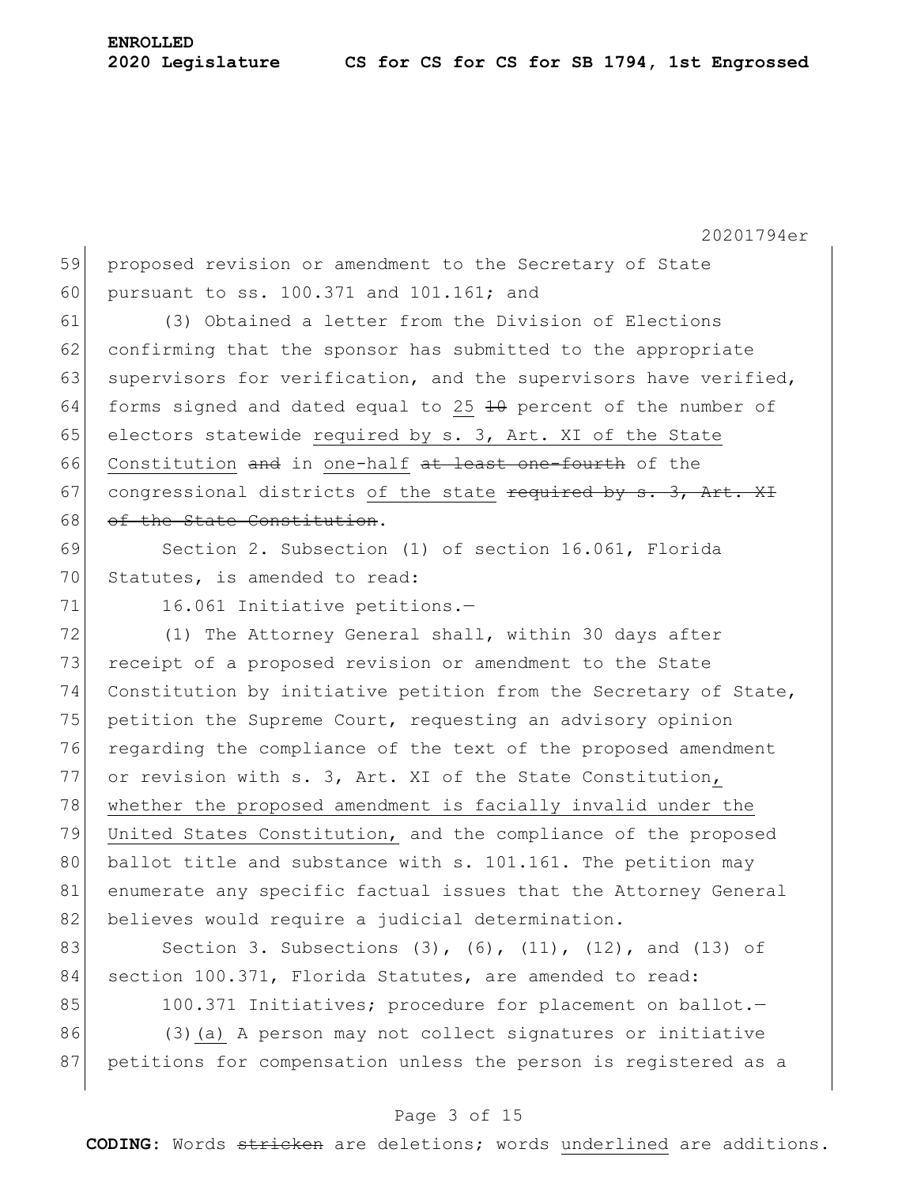proposed revision or amendment to the Secretary of State pursuant to ss. 100.371 and 101.161; and

(3) Obtained a letter from the Division of Elections confirming that the sponsor has submitted to the appropriate supervisors for verification, and the supervisors have verified, forms signed and dated equal to 25 ~~10~~ percent of the number of electors statewide <u>required by s. 3, Art. XI of the State Constitution</u> ~~and~~ in <u>one-half</u> ~~at least one-fourth~~ of the congressional districts <u>of the state</u> ~~required by s. 3, Art. XI of the State Constitution~~.

Section 2. Subsection (1) of section 16.061, Florida Statutes, is amended to read:

16.061 Initiative petitions.—

(1) The Attorney General shall, within 30 days after receipt of a proposed revision or amendment to the State Constitution by initiative petition from the Secretary of State, petition the Supreme Court, requesting an advisory opinion regarding the compliance of the text of the proposed amendment or revision with s. 3, Art. XI of the State Constitution<u>, whether the proposed amendment is facially invalid under the United States Constitution,</u> and the compliance of the proposed ballot title and substance with s. 101.161. The petition may enumerate any specific factual issues that the Attorney General believes would require a judicial determination.

Section 3. Subsections (3), (6), (11), (12), and (13) of section 100.371, Florida Statutes, are amended to read:

100.371 Initiatives; procedure for placement on ballot.—

(3)<u>(a)</u> A person may not collect signatures or initiative petitions for compensation unless the person is registered as a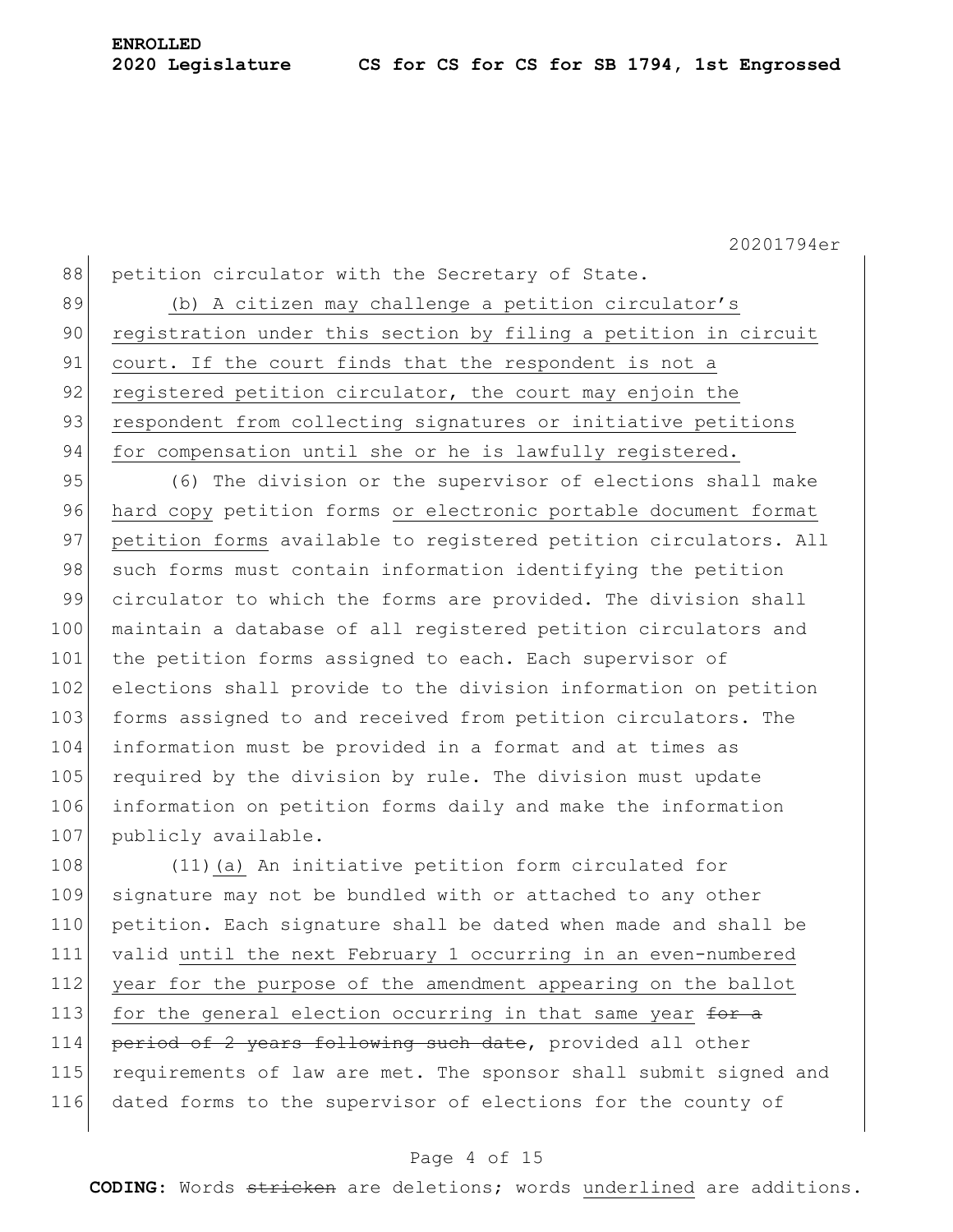petition circulator with the Secretary of State.

(b) A citizen may challenge a petition circulator's registration under this section by filing a petition in circuit court. If the court finds that the respondent is not a registered petition circulator, the court may enjoin the respondent from collecting signatures or initiative petitions for compensation until she or he is lawfully registered.

(6) The division or the supervisor of elections shall make hard copy petition forms or electronic portable document format petition forms available to registered petition circulators. All such forms must contain information identifying the petition circulator to which the forms are provided. The division shall maintain a database of all registered petition circulators and the petition forms assigned to each. Each supervisor of elections shall provide to the division information on petition forms assigned to and received from petition circulators. The information must be provided in a format and at times as required by the division by rule. The division must update information on petition forms daily and make the information publicly available.

(11)(a) An initiative petition form circulated for signature may not be bundled with or attached to any other petition. Each signature shall be dated when made and shall be valid until the next February 1 occurring in an even-numbered year for the purpose of the amendment appearing on the ballot for the general election occurring in that same year ~~for a period of 2 years following such date~~, provided all other requirements of law are met. The sponsor shall submit signed and dated forms to the supervisor of elections for the county of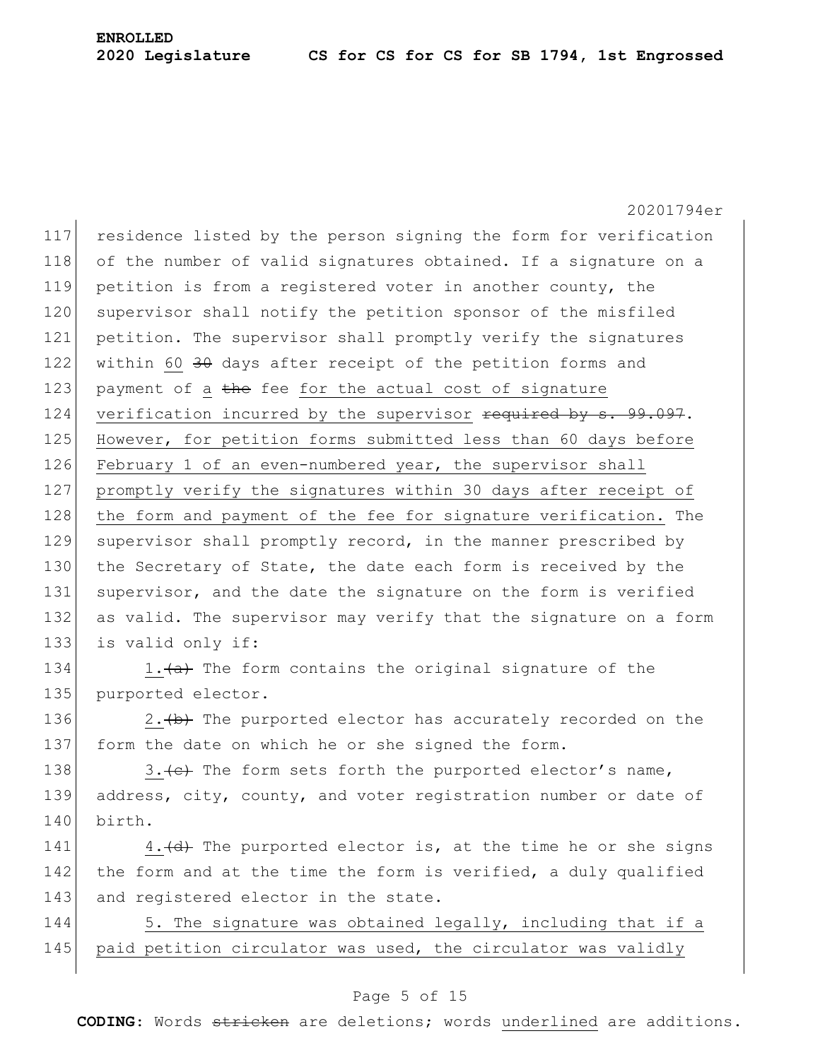residence listed by the person signing the form for verification of the number of valid signatures obtained. If a signature on a petition is from a registered voter in another county, the supervisor shall notify the petition sponsor of the misfiled petition. The supervisor shall promptly verify the signatures within <u>60</u> ~~30~~ days after receipt of the petition forms and payment of <u>a</u> ~~the~~ fee <u>for the actual cost of signature verification incurred by the supervisor</u> ~~required by s. 99.097~~. <u>However, for petition forms submitted less than 60 days before February 1 of an even-numbered year, the supervisor shall promptly verify the signatures within 30 days after receipt of the form and payment of the fee for signature verification.</u> The supervisor shall promptly record, in the manner prescribed by the Secretary of State, the date each form is received by the supervisor, and the date the signature on the form is verified as valid. The supervisor may verify that the signature on a form is valid only if:

<u>1.</u>~~(a)~~ The form contains the original signature of the purported elector.

<u>2.</u>~~(b)~~ The purported elector has accurately recorded on the form the date on which he or she signed the form.

<u>3.</u>~~(c)~~ The form sets forth the purported elector's name, address, city, county, and voter registration number or date of birth.

<u>4.</u>~~(d)~~ The purported elector is, at the time he or she signs the form and at the time the form is verified, a duly qualified and registered elector in the state.

<u>5. The signature was obtained legally, including that if a paid petition circulator was used, the circulator was validly</u>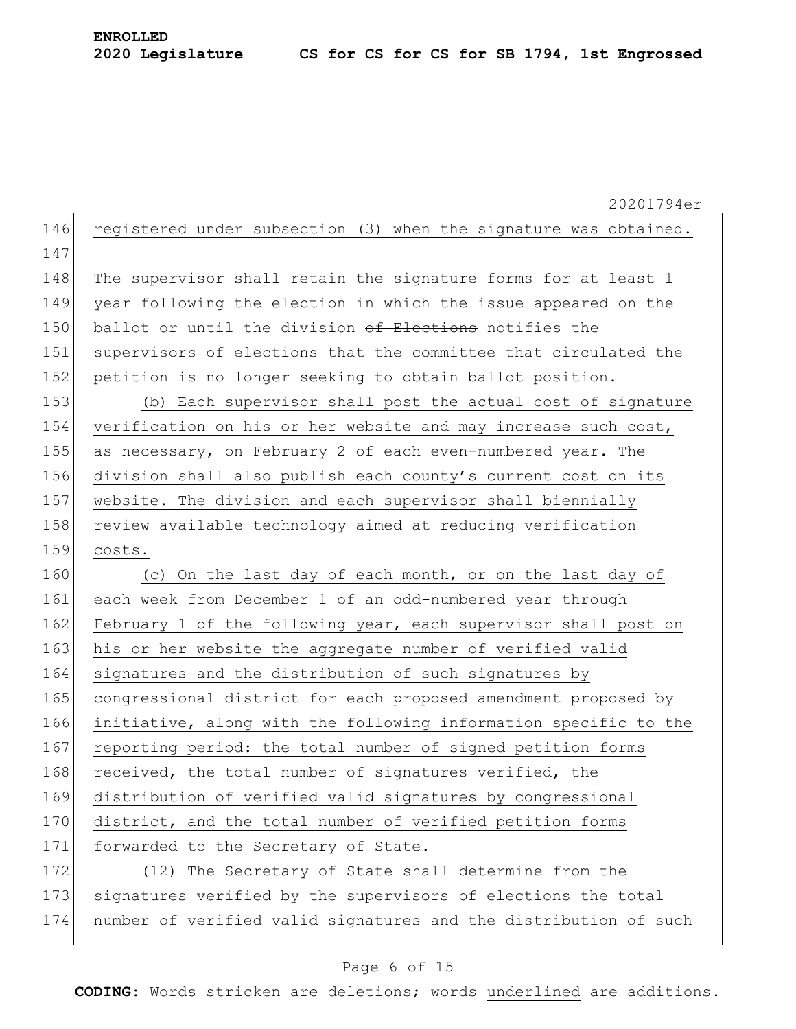registered under subsection (3) when the signature was obtained.

The supervisor shall retain the signature forms for at least 1 year following the election in which the issue appeared on the ballot or until the division ~~of Elections~~ notifies the supervisors of elections that the committee that circulated the petition is no longer seeking to obtain ballot position.

<u>(b) Each supervisor shall post the actual cost of signature verification on his or her website and may increase such cost, as necessary, on February 2 of each even-numbered year. The division shall also publish each county's current cost on its website. The division and each supervisor shall biennially review available technology aimed at reducing verification costs.</u>

<u>(c) On the last day of each month, or on the last day of each week from December 1 of an odd-numbered year through February 1 of the following year, each supervisor shall post on his or her website the aggregate number of verified valid signatures and the distribution of such signatures by congressional district for each proposed amendment proposed by initiative, along with the following information specific to the reporting period: the total number of signed petition forms received, the total number of signatures verified, the distribution of verified valid signatures by congressional district, and the total number of verified petition forms forwarded to the Secretary of State.</u>

(12) The Secretary of State shall determine from the signatures verified by the supervisors of elections the total number of verified valid signatures and the distribution of such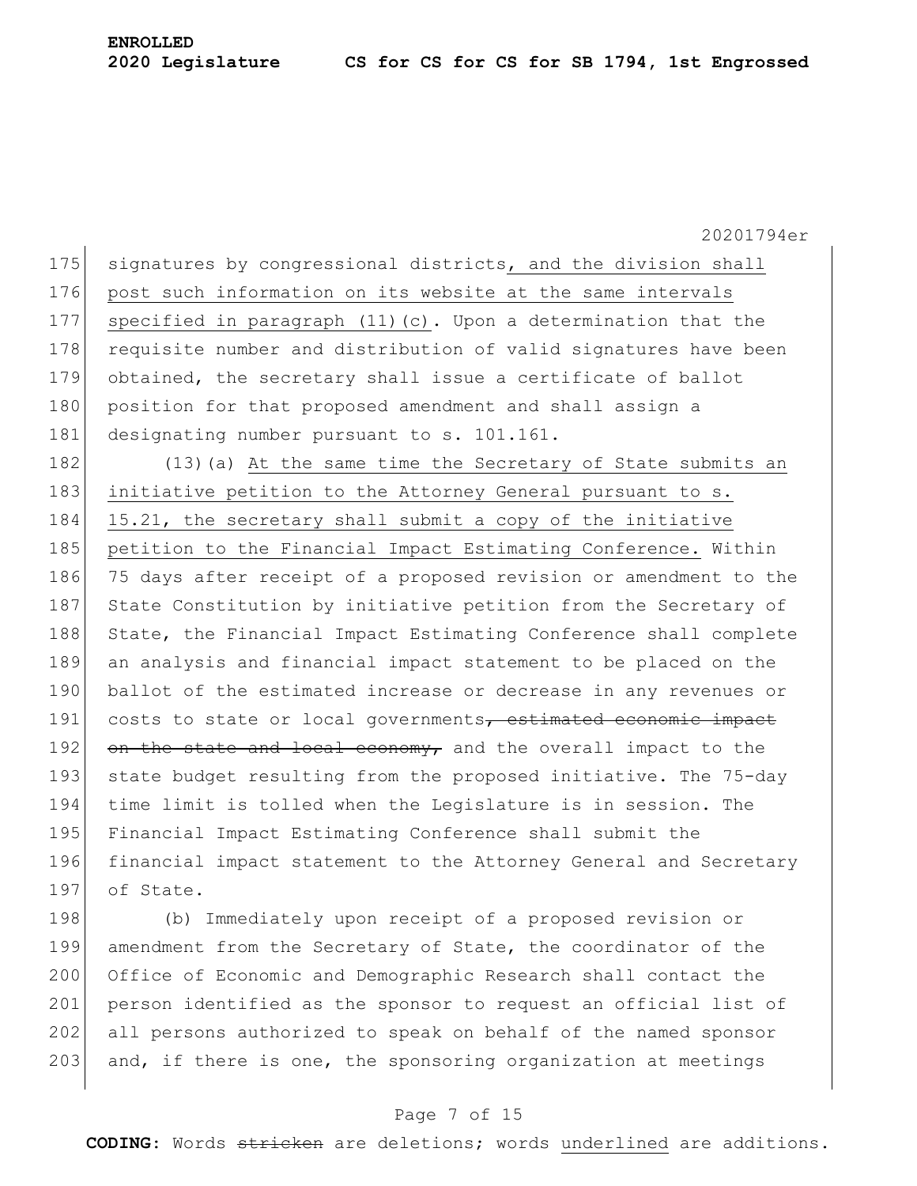signatures by congressional districts<u>, and the division shall post such information on its website at the same intervals specified in paragraph (11)(c)</u>. Upon a determination that the requisite number and distribution of valid signatures have been obtained, the secretary shall issue a certificate of ballot position for that proposed amendment and shall assign a designating number pursuant to s. 101.161.

(13)(a) <u>At the same time the Secretary of State submits an initiative petition to the Attorney General pursuant to s. 15.21, the secretary shall submit a copy of the initiative petition to the Financial Impact Estimating Conference.</u> Within 75 days after receipt of a proposed revision or amendment to the State Constitution by initiative petition from the Secretary of State, the Financial Impact Estimating Conference shall complete an analysis and financial impact statement to be placed on the ballot of the estimated increase or decrease in any revenues or costs to state or local governments~~, estimated economic impact on the state and local economy,~~ and the overall impact to the state budget resulting from the proposed initiative. The 75-day time limit is tolled when the Legislature is in session. The Financial Impact Estimating Conference shall submit the financial impact statement to the Attorney General and Secretary of State.

(b) Immediately upon receipt of a proposed revision or amendment from the Secretary of State, the coordinator of the Office of Economic and Demographic Research shall contact the person identified as the sponsor to request an official list of all persons authorized to speak on behalf of the named sponsor and, if there is one, the sponsoring organization at meetings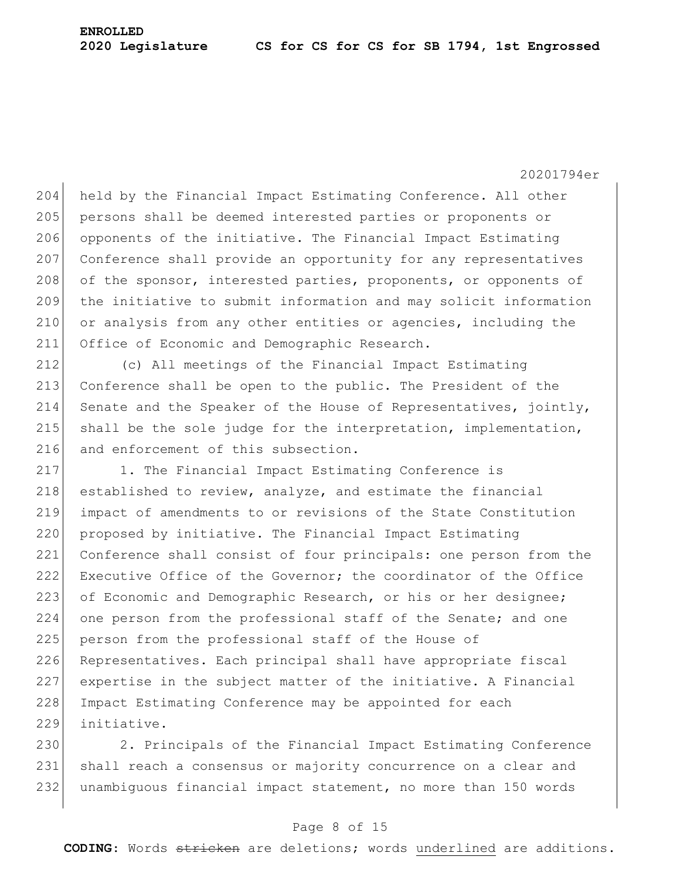held by the Financial Impact Estimating Conference. All other persons shall be deemed interested parties or proponents or opponents of the initiative. The Financial Impact Estimating Conference shall provide an opportunity for any representatives of the sponsor, interested parties, proponents, or opponents of the initiative to submit information and may solicit information or analysis from any other entities or agencies, including the Office of Economic and Demographic Research.

(c) All meetings of the Financial Impact Estimating Conference shall be open to the public. The President of the Senate and the Speaker of the House of Representatives, jointly, shall be the sole judge for the interpretation, implementation, and enforcement of this subsection.

1. The Financial Impact Estimating Conference is established to review, analyze, and estimate the financial impact of amendments to or revisions of the State Constitution proposed by initiative. The Financial Impact Estimating Conference shall consist of four principals: one person from the Executive Office of the Governor; the coordinator of the Office of Economic and Demographic Research, or his or her designee; one person from the professional staff of the Senate; and one person from the professional staff of the House of Representatives. Each principal shall have appropriate fiscal expertise in the subject matter of the initiative. A Financial Impact Estimating Conference may be appointed for each initiative.

2. Principals of the Financial Impact Estimating Conference shall reach a consensus or majority concurrence on a clear and unambiguous financial impact statement, no more than 150 words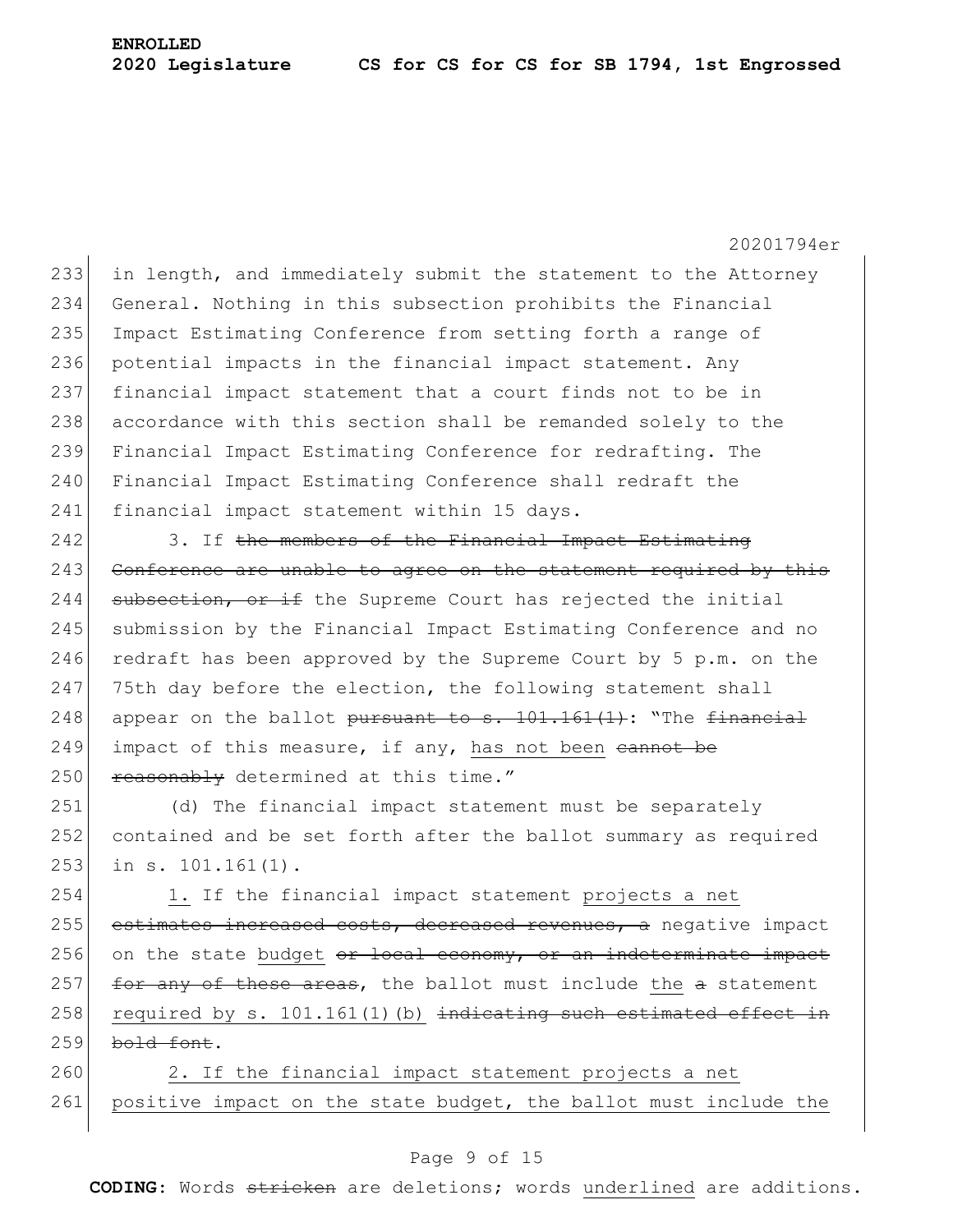in length, and immediately submit the statement to the Attorney General. Nothing in this subsection prohibits the Financial Impact Estimating Conference from setting forth a range of potential impacts in the financial impact statement. Any financial impact statement that a court finds not to be in accordance with this section shall be remanded solely to the Financial Impact Estimating Conference for redrafting. The Financial Impact Estimating Conference shall redraft the financial impact statement within 15 days.

3. If ~~the members of the Financial Impact Estimating Conference are unable to agree on the statement required by this subsection, or if~~ the Supreme Court has rejected the initial submission by the Financial Impact Estimating Conference and no redraft has been approved by the Supreme Court by 5 p.m. on the 75th day before the election, the following statement shall appear on the ballot ~~pursuant to s. 101.161(1)~~: "The ~~financial~~ impact of this measure, if any, <u>has not been</u> ~~cannot be reasonably~~ determined at this time."

(d) The financial impact statement must be separately contained and be set forth after the ballot summary as required in s. 101.161(1).

<u>1.</u> If the financial impact statement <u>projects a net</u> ~~estimates increased costs, decreased revenues, a~~ negative impact on the state <u>budget</u> ~~or local economy, or an indeterminate impact for any of these areas~~, the ballot must include <u>the</u> ~~a~~ statement <u>required by s. 101.161(1)(b)</u> ~~indicating such estimated effect in bold font~~.

<u>2. If the financial impact statement projects a net positive impact on the state budget, the ballot must include the</u>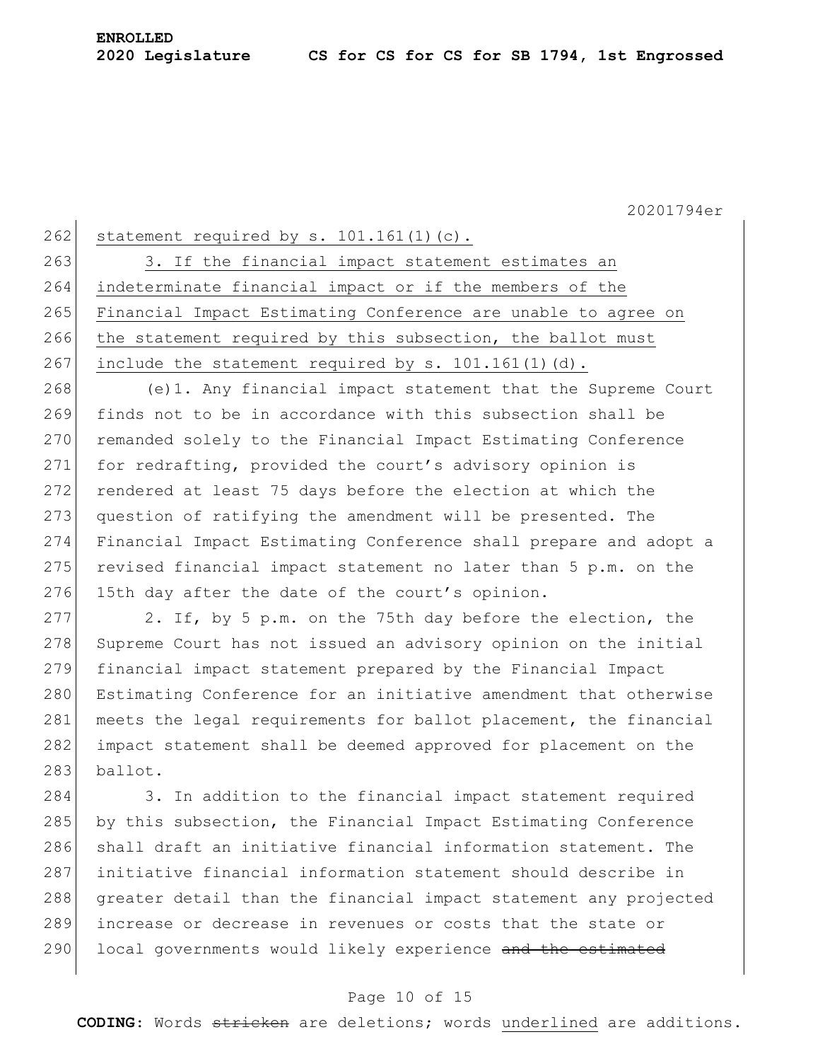statement required by s. 101.161(1)(c).

3. If the financial impact statement estimates an indeterminate financial impact or if the members of the Financial Impact Estimating Conference are unable to agree on the statement required by this subsection, the ballot must include the statement required by s. 101.161(1)(d).

(e)1. Any financial impact statement that the Supreme Court finds not to be in accordance with this subsection shall be remanded solely to the Financial Impact Estimating Conference for redrafting, provided the court's advisory opinion is rendered at least 75 days before the election at which the question of ratifying the amendment will be presented. The Financial Impact Estimating Conference shall prepare and adopt a revised financial impact statement no later than 5 p.m. on the 15th day after the date of the court's opinion.

2. If, by 5 p.m. on the 75th day before the election, the Supreme Court has not issued an advisory opinion on the initial financial impact statement prepared by the Financial Impact Estimating Conference for an initiative amendment that otherwise meets the legal requirements for ballot placement, the financial impact statement shall be deemed approved for placement on the ballot.

3. In addition to the financial impact statement required by this subsection, the Financial Impact Estimating Conference shall draft an initiative financial information statement. The initiative financial information statement should describe in greater detail than the financial impact statement any projected increase or decrease in revenues or costs that the state or local governments would likely experience ~~and the estimated~~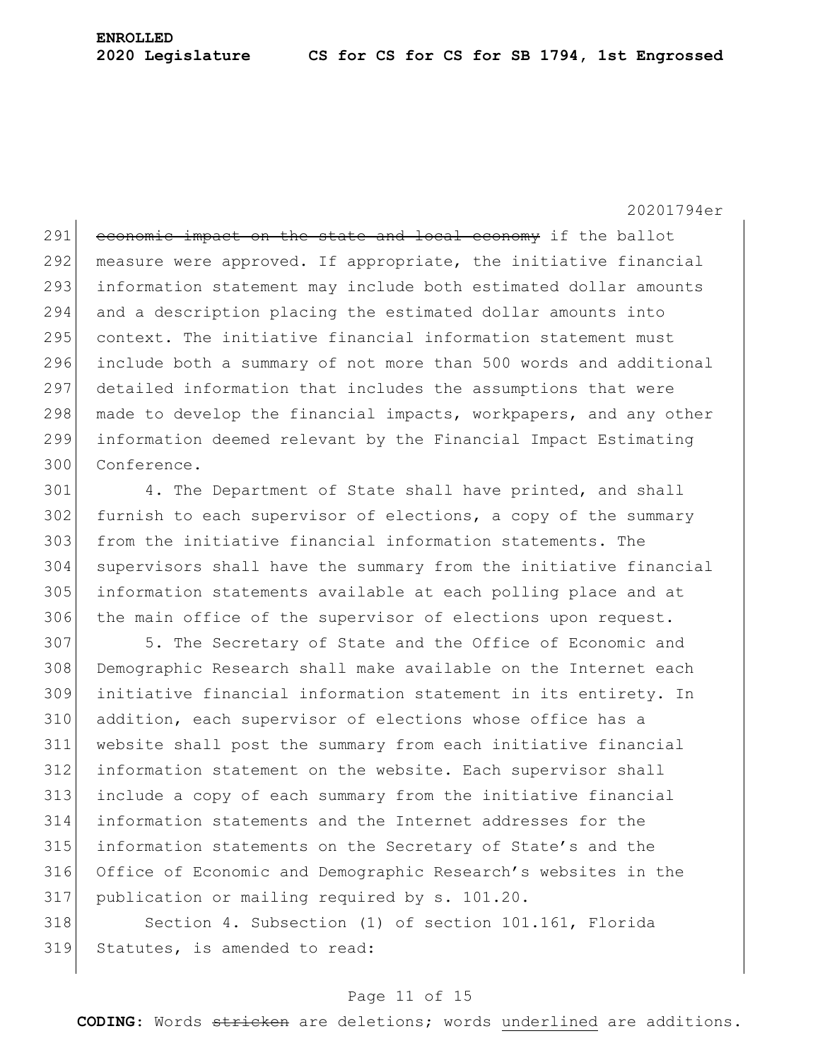~~economic impact on the state and local economy~~ if the ballot measure were approved. If appropriate, the initiative financial information statement may include both estimated dollar amounts and a description placing the estimated dollar amounts into context. The initiative financial information statement must include both a summary of not more than 500 words and additional detailed information that includes the assumptions that were made to develop the financial impacts, workpapers, and any other information deemed relevant by the Financial Impact Estimating Conference.

4. The Department of State shall have printed, and shall furnish to each supervisor of elections, a copy of the summary from the initiative financial information statements. The supervisors shall have the summary from the initiative financial information statements available at each polling place and at the main office of the supervisor of elections upon request.

5. The Secretary of State and the Office of Economic and Demographic Research shall make available on the Internet each initiative financial information statement in its entirety. In addition, each supervisor of elections whose office has a website shall post the summary from each initiative financial information statement on the website. Each supervisor shall include a copy of each summary from the initiative financial information statements and the Internet addresses for the information statements on the Secretary of State's and the Office of Economic and Demographic Research's websites in the publication or mailing required by s. 101.20.

Section 4. Subsection (1) of section 101.161, Florida Statutes, is amended to read: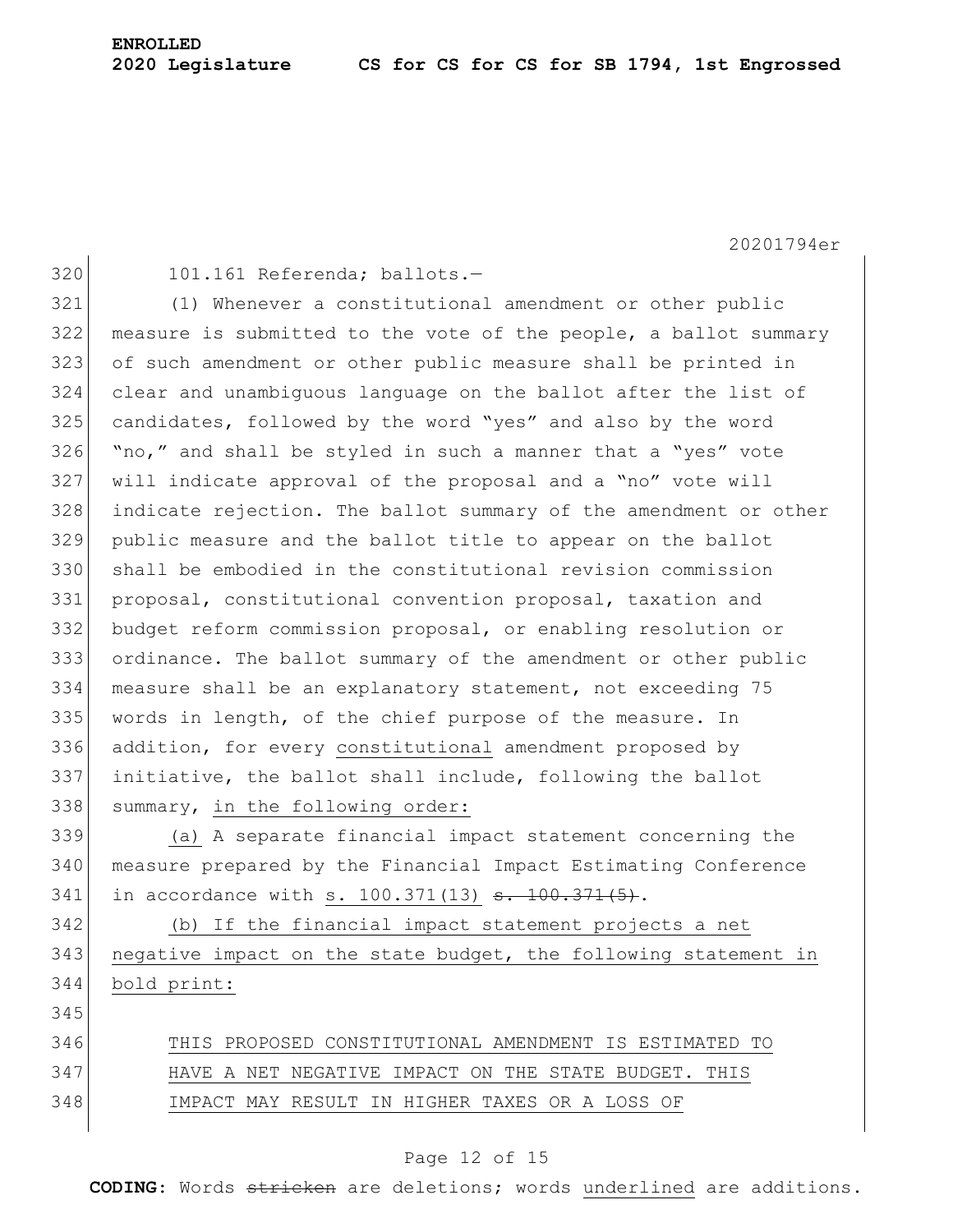101.161 Referenda; ballots.—

(1) Whenever a constitutional amendment or other public measure is submitted to the vote of the people, a ballot summary of such amendment or other public measure shall be printed in clear and unambiguous language on the ballot after the list of candidates, followed by the word "yes" and also by the word "no," and shall be styled in such a manner that a "yes" vote will indicate approval of the proposal and a "no" vote will indicate rejection. The ballot summary of the amendment or other public measure and the ballot title to appear on the ballot shall be embodied in the constitutional revision commission proposal, constitutional convention proposal, taxation and budget reform commission proposal, or enabling resolution or ordinance. The ballot summary of the amendment or other public measure shall be an explanatory statement, not exceeding 75 words in length, of the chief purpose of the measure. In addition, for every <u>constitutional</u> amendment proposed by initiative, the ballot shall include, following the ballot summary, <u>in the following order:</u>

<u>(a)</u> A separate financial impact statement concerning the measure prepared by the Financial Impact Estimating Conference in accordance with <u>s. 100.371(13)</u> ~~s. 100.371(5)~~.

<u>(b) If the financial impact statement projects a net negative impact on the state budget, the following statement in bold print:</u>

<u>THIS PROPOSED CONSTITUTIONAL AMENDMENT IS ESTIMATED TO HAVE A NET NEGATIVE IMPACT ON THE STATE BUDGET. THIS IMPACT MAY RESULT IN HIGHER TAXES OR A LOSS OF</u>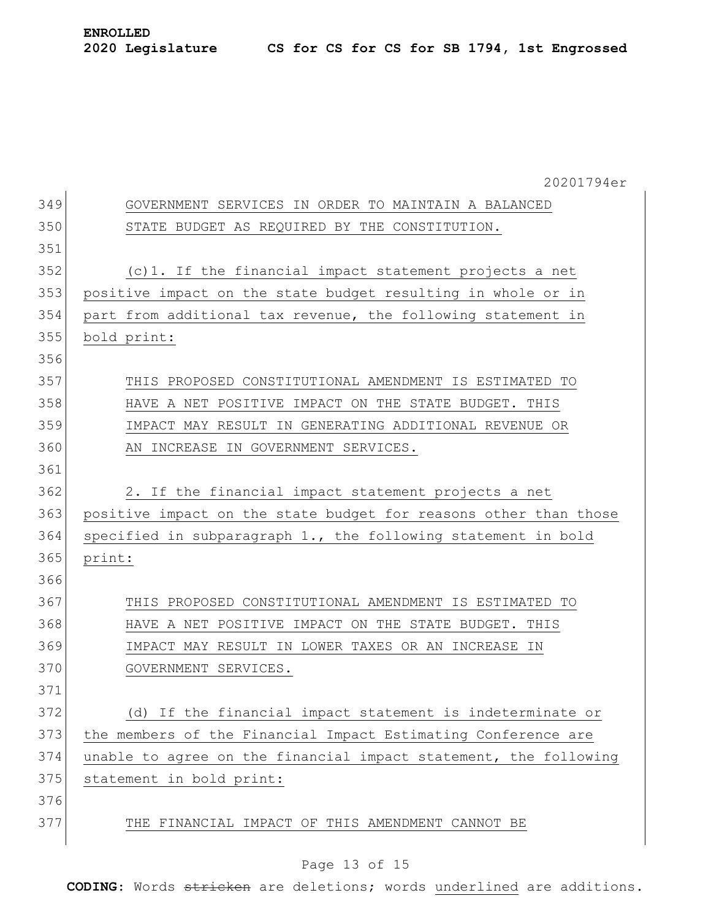GOVERNMENT SERVICES IN ORDER TO MAINTAIN A BALANCED STATE BUDGET AS REQUIRED BY THE CONSTITUTION.

(c)1. If the financial impact statement projects a net positive impact on the state budget resulting in whole or in part from additional tax revenue, the following statement in bold print:

**THIS PROPOSED CONSTITUTIONAL AMENDMENT IS ESTIMATED TO HAVE A NET POSITIVE IMPACT ON THE STATE BUDGET. THIS IMPACT MAY RESULT IN GENERATING ADDITIONAL REVENUE OR AN INCREASE IN GOVERNMENT SERVICES.**

2. If the financial impact statement projects a net positive impact on the state budget for reasons other than those specified in subparagraph 1., the following statement in bold print:

**THIS PROPOSED CONSTITUTIONAL AMENDMENT IS ESTIMATED TO HAVE A NET POSITIVE IMPACT ON THE STATE BUDGET. THIS IMPACT MAY RESULT IN LOWER TAXES OR AN INCREASE IN GOVERNMENT SERVICES.**

(d) If the financial impact statement is indeterminate or the members of the Financial Impact Estimating Conference are unable to agree on the financial impact statement, the following statement in bold print:

**THE FINANCIAL IMPACT OF THIS AMENDMENT CANNOT BE**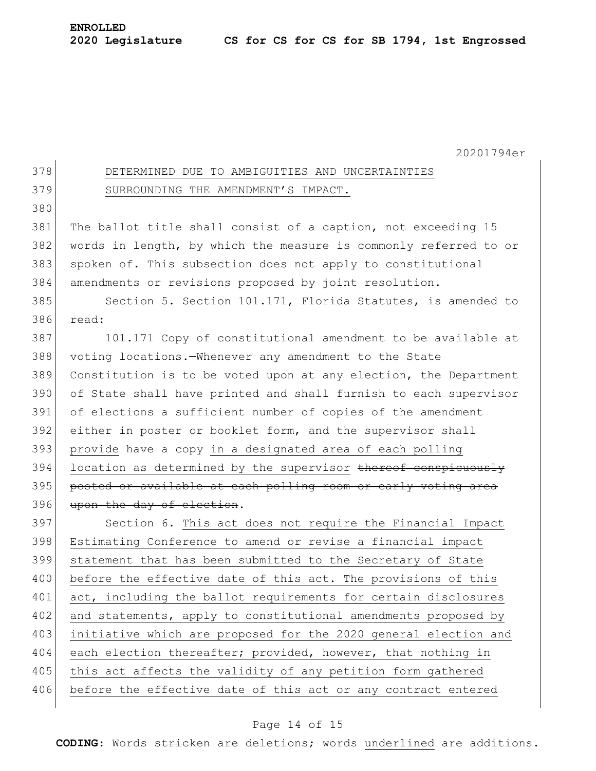DETERMINED DUE TO AMBIGUITIES AND UNCERTAINTIES SURROUNDING THE AMENDMENT'S IMPACT.

The ballot title shall consist of a caption, not exceeding 15 words in length, by which the measure is commonly referred to or spoken of. This subsection does not apply to constitutional amendments or revisions proposed by joint resolution.

Section 5. Section 101.171, Florida Statutes, is amended to read:

101.171 Copy of constitutional amendment to be available at voting locations.—Whenever any amendment to the State Constitution is to be voted upon at any election, the Department of State shall have printed and shall furnish to each supervisor of elections a sufficient number of copies of the amendment either in poster or booklet form, and the supervisor shall provide ~~have~~ a copy in a designated area of each polling location as determined by the supervisor ~~thereof conspicuously posted or available at each polling room or early voting area upon the day of election~~.

Section 6. This act does not require the Financial Impact Estimating Conference to amend or revise a financial impact statement that has been submitted to the Secretary of State before the effective date of this act. The provisions of this act, including the ballot requirements for certain disclosures and statements, apply to constitutional amendments proposed by initiative which are proposed for the 2020 general election and each election thereafter; provided, however, that nothing in this act affects the validity of any petition form gathered before the effective date of this act or any contract entered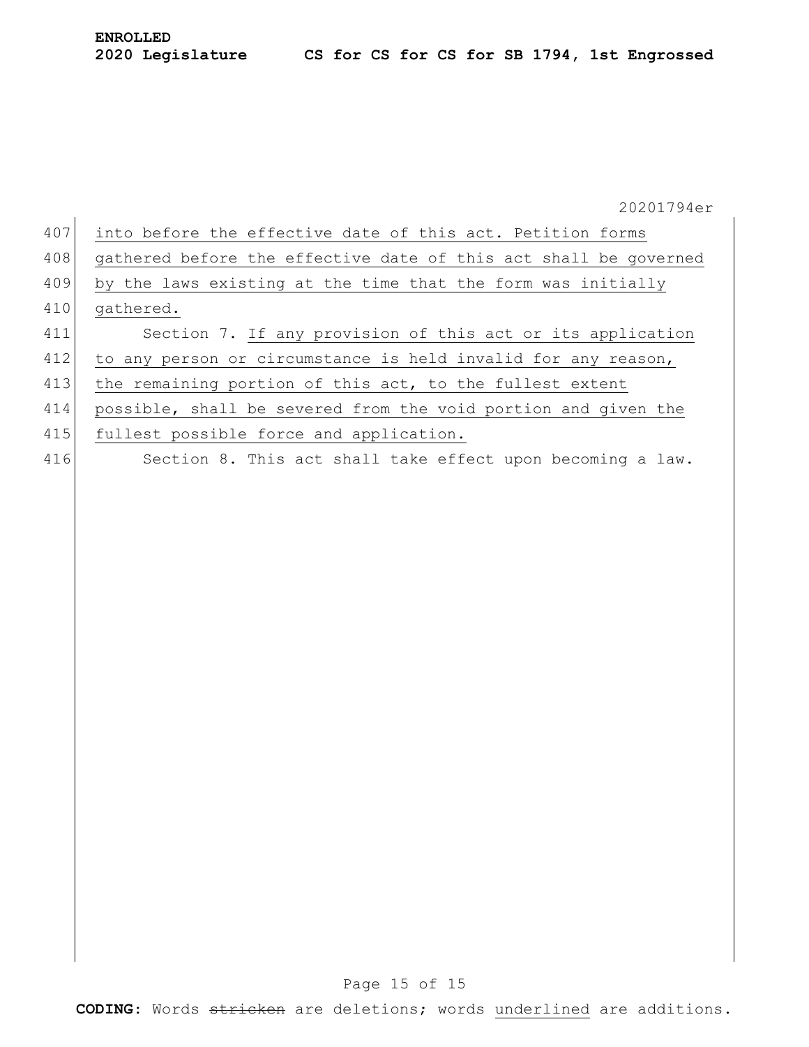into before the effective date of this act. Petition forms gathered before the effective date of this act shall be governed by the laws existing at the time that the form was initially gathered.

Section 7. If any provision of this act or its application to any person or circumstance is held invalid for any reason, the remaining portion of this act, to the fullest extent possible, shall be severed from the void portion and given the fullest possible force and application.

Section 8. This act shall take effect upon becoming a law.